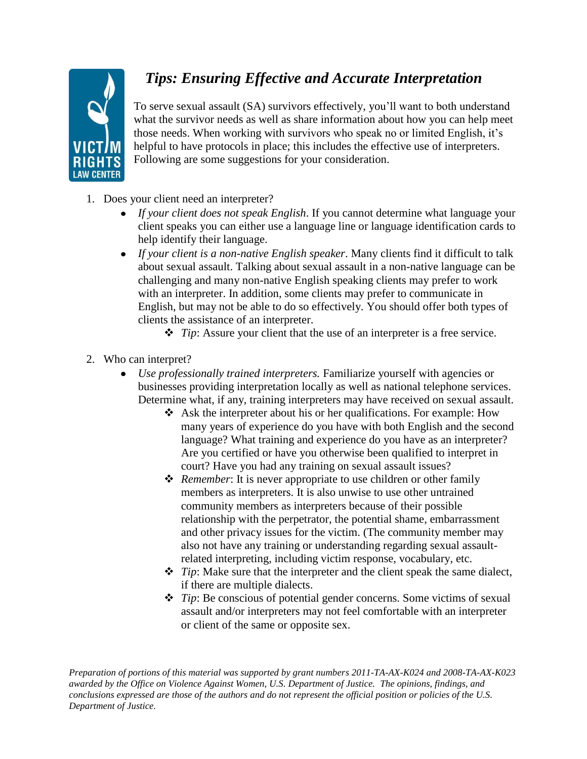# *Tips: Ensuring Effective and Accurate Interpretation*

To serve sexual assault (SA) survivors effectively, you'll want to both understand what the survivor needs as well as share information about how you can help meet those needs. When working with survivors who speak no or limited English, it's helpful to have protocols in place; this includes the effective use of interpreters. Following are some suggestions for your consideration.

1. Does your client need an interpreter?
   - *If your client does not speak English*. If you cannot determine what language your client speaks you can either use a language line or language identification cards to help identify their language.
   - *If your client is a non-native English speaker*. Many clients find it difficult to talk about sexual assault. Talking about sexual assault in a non-native language can be challenging and many non-native English speaking clients may prefer to work with an interpreter. In addition, some clients may prefer to communicate in English, but may not be able to do so effectively. You should offer both types of clients the assistance of an interpreter.
     - *Tip*: Assure your client that the use of an interpreter is a free service.

2. Who can interpret?
   - *Use professionally trained interpreters.* Familiarize yourself with agencies or businesses providing interpretation locally as well as national telephone services. Determine what, if any, training interpreters may have received on sexual assault.
     - Ask the interpreter about his or her qualifications. For example: How many years of experience do you have with both English and the second language? What training and experience do you have as an interpreter? Are you certified or have you otherwise been qualified to interpret in court? Have you had any training on sexual assault issues?
     - *Remember*: It is never appropriate to use children or other family members as interpreters. It is also unwise to use other untrained community members as interpreters because of their possible relationship with the perpetrator, the potential shame, embarrassment and other privacy issues for the victim. (The community member may also not have any training or understanding regarding sexual assault-related interpreting, including victim response, vocabulary, etc.
     - *Tip*: Make sure that the interpreter and the client speak the same dialect, if there are multiple dialects.
     - *Tip*: Be conscious of potential gender concerns. Some victims of sexual assault and/or interpreters may not feel comfortable with an interpreter or client of the same or opposite sex.

*Preparation of portions of this material was supported by grant numbers 2011-TA-AX-K024 and 2008-TA-AX-K023 awarded by the Office on Violence Against Women, U.S. Department of Justice. The opinions, findings, and conclusions expressed are those of the authors and do not represent the official position or policies of the U.S. Department of Justice.*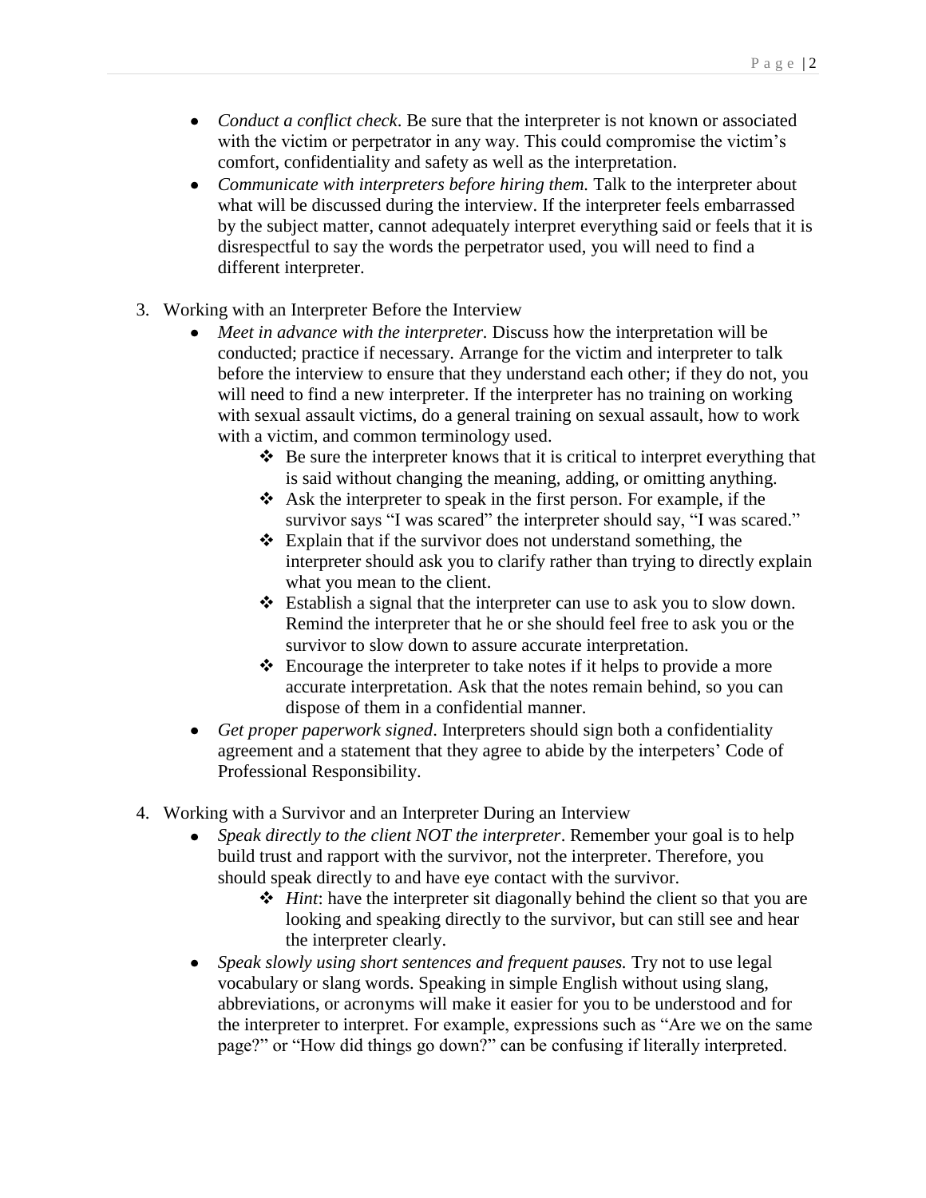- *Conduct a conflict check*. Be sure that the interpreter is not known or associated with the victim or perpetrator in any way. This could compromise the victim's comfort, confidentiality and safety as well as the interpretation.
- *Communicate with interpreters before hiring them.* Talk to the interpreter about what will be discussed during the interview. If the interpreter feels embarrassed by the subject matter, cannot adequately interpret everything said or feels that it is disrespectful to say the words the perpetrator used, you will need to find a different interpreter.

3. Working with an Interpreter Before the Interview
    - *Meet in advance with the interpreter.* Discuss how the interpretation will be conducted; practice if necessary. Arrange for the victim and interpreter to talk before the interview to ensure that they understand each other; if they do not, you will need to find a new interpreter. If the interpreter has no training on working with sexual assault victims, do a general training on sexual assault, how to work with a victim, and common terminology used.
        - Be sure the interpreter knows that it is critical to interpret everything that is said without changing the meaning, adding, or omitting anything.
        - Ask the interpreter to speak in the first person. For example, if the survivor says "I was scared" the interpreter should say, "I was scared."
        - Explain that if the survivor does not understand something, the interpreter should ask you to clarify rather than trying to directly explain what you mean to the client.
        - Establish a signal that the interpreter can use to ask you to slow down. Remind the interpreter that he or she should feel free to ask you or the survivor to slow down to assure accurate interpretation.
        - Encourage the interpreter to take notes if it helps to provide a more accurate interpretation. Ask that the notes remain behind, so you can dispose of them in a confidential manner.
    - *Get proper paperwork signed*. Interpreters should sign both a confidentiality agreement and a statement that they agree to abide by the interpeters' Code of Professional Responsibility.

4. Working with a Survivor and an Interpreter During an Interview
    - *Speak directly to the client NOT the interpreter*. Remember your goal is to help build trust and rapport with the survivor, not the interpreter. Therefore, you should speak directly to and have eye contact with the survivor.
        - *Hint*: have the interpreter sit diagonally behind the client so that you are looking and speaking directly to the survivor, but can still see and hear the interpreter clearly.
    - *Speak slowly using short sentences and frequent pauses.* Try not to use legal vocabulary or slang words. Speaking in simple English without using slang, abbreviations, or acronyms will make it easier for you to be understood and for the interpreter to interpret. For example, expressions such as "Are we on the same page?" or "How did things go down?" can be confusing if literally interpreted.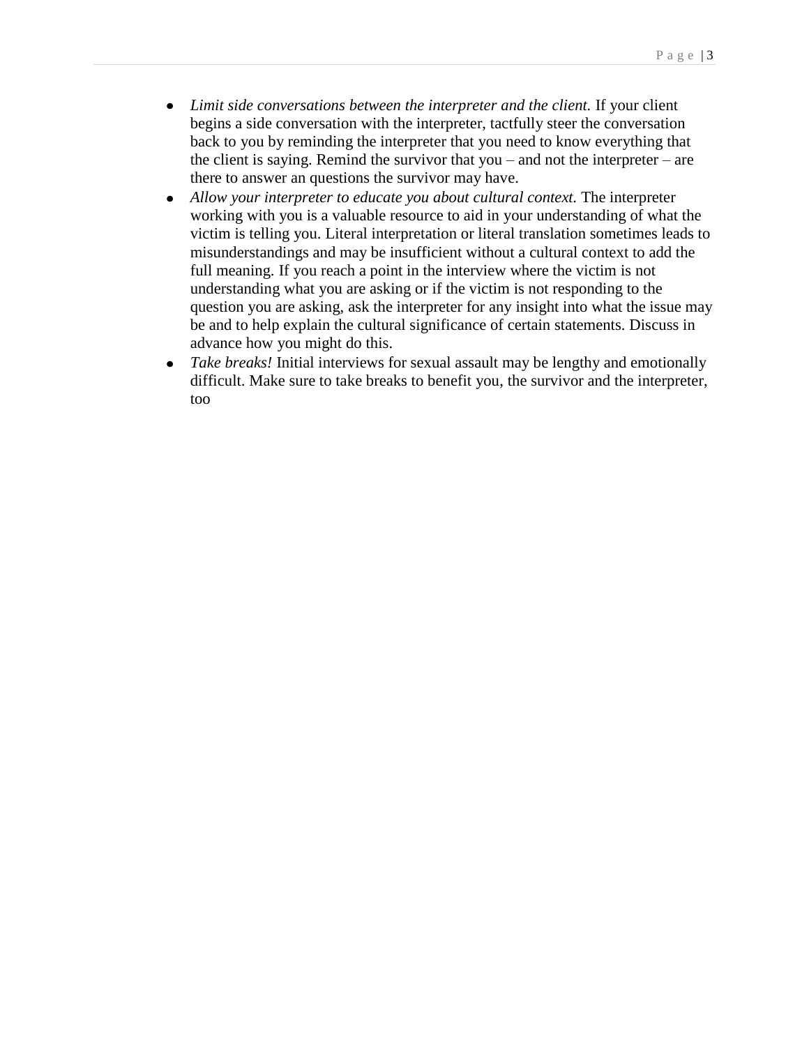- *Limit side conversations between the interpreter and the client.* If your client begins a side conversation with the interpreter, tactfully steer the conversation back to you by reminding the interpreter that you need to know everything that the client is saying. Remind the survivor that you – and not the interpreter – are there to answer an questions the survivor may have.
- *Allow your interpreter to educate you about cultural context.* The interpreter working with you is a valuable resource to aid in your understanding of what the victim is telling you. Literal interpretation or literal translation sometimes leads to misunderstandings and may be insufficient without a cultural context to add the full meaning. If you reach a point in the interview where the victim is not understanding what you are asking or if the victim is not responding to the question you are asking, ask the interpreter for any insight into what the issue may be and to help explain the cultural significance of certain statements. Discuss in advance how you might do this.
- *Take breaks!* Initial interviews for sexual assault may be lengthy and emotionally difficult. Make sure to take breaks to benefit you, the survivor and the interpreter, too